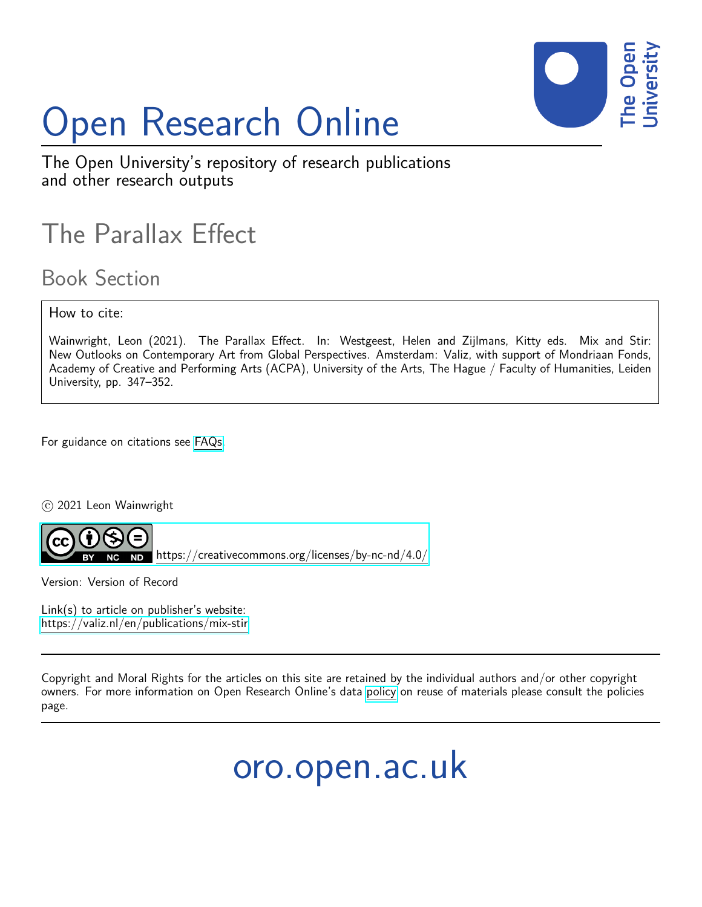# Open Research Online

The Open University's repository of research publications and other research outputs

## The Parallax Effect

### Book Section

How to cite:

Wainwright, Leon (2021). The Parallax Effect. In: Westgeest, Helen and Zijlmans, Kitty eds. Mix and Stir: New Outlooks on Contemporary Art from Global Perspectives. Amsterdam: Valiz, with support of Mondriaan Fonds, Academy of Creative and Performing Arts (ACPA), University of the Arts, The Hague / Faculty of Humanities, Leiden University, pp. 347–352.

For guidance on citations see FAQs.

© 2021 Leon Wainwright

https://creativecommons.org/licenses/by-nc-nd/4.0/

Version: Version of Record

Link(s) to article on publisher's website:
https://valiz.nl/en/publications/mix-stir

Copyright and Moral Rights for the articles on this site are retained by the individual authors and/or other copyright owners. For more information on Open Research Online's data policy on reuse of materials please consult the policies page.

oro.open.ac.uk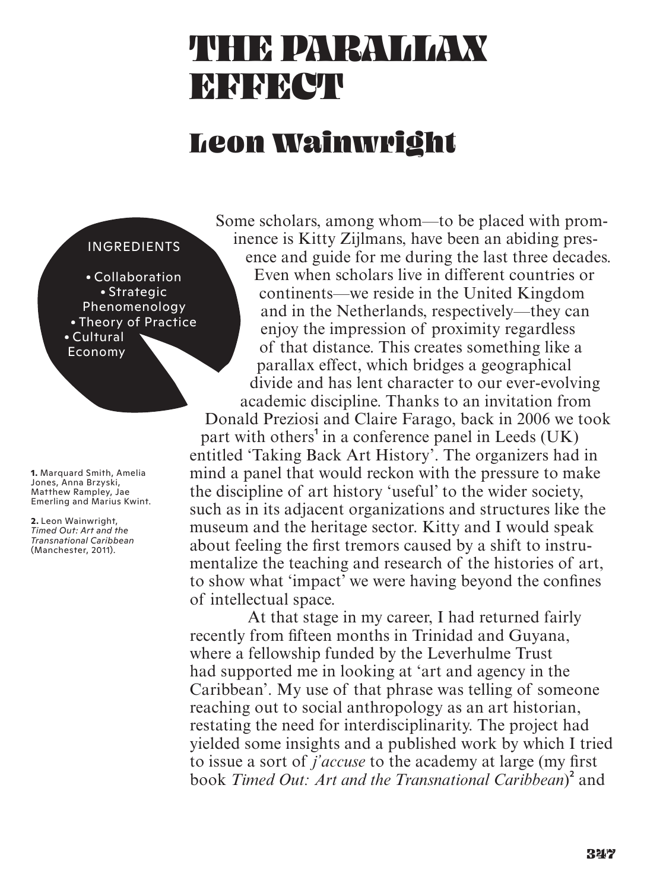# THE PARALLAX EFFECT

## Leon Wainwright

INGREDIENTS

- Collaboration
- Strategic Phenomenology
- Theory of Practice
- Cultural Economy

Some scholars, among whom—to be placed with prominence is Kitty Zijlmans, have been an abiding presence and guide for me during the last three decades. Even when scholars live in different countries or continents—we reside in the United Kingdom and in the Netherlands, respectively—they can enjoy the impression of proximity regardless of that distance. This creates something like a parallax effect, which bridges a geographical divide and has lent character to our ever-evolving academic discipline. Thanks to an invitation from Donald Preziosi and Claire Farago, back in 2006 we took part with others[1] in a conference panel in Leeds (UK) entitled 'Taking Back Art History'. The organizers had in mind a panel that would reckon with the pressure to make the discipline of art history 'useful' to the wider society, such as in its adjacent organizations and structures like the museum and the heritage sector. Kitty and I would speak about feeling the first tremors caused by a shift to instrumentalize the teaching and research of the histories of art, to show what 'impact' we were having beyond the confines of intellectual space.

At that stage in my career, I had returned fairly recently from fifteen months in Trinidad and Guyana, where a fellowship funded by the Leverhulme Trust had supported me in looking at 'art and agency in the Caribbean'. My use of that phrase was telling of someone reaching out to social anthropology as an art historian, restating the need for interdisciplinarity. The project had yielded some insights and a published work by which I tried to issue a sort of *j'accuse* to the academy at large (my first book *Timed Out: Art and the Transnational Caribbean*)[2] and

1. Marquard Smith, Amelia Jones, Anna Brzyski, Matthew Rampley, Jae Emerling and Marius Kwint.

2. Leon Wainwright, *Timed Out: Art and the Transnational Caribbean* (Manchester, 2011).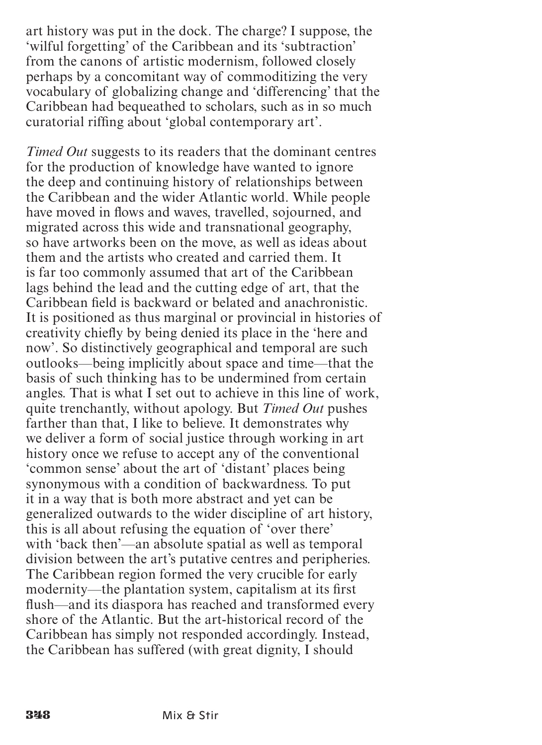art history was put in the dock. The charge? I suppose, the 'wilful forgetting' of the Caribbean and its 'subtraction' from the canons of artistic modernism, followed closely perhaps by a concomitant way of commoditizing the very vocabulary of globalizing change and 'differencing' that the Caribbean had bequeathed to scholars, such as in so much curatorial riffing about 'global contemporary art'.

*Timed Out* suggests to its readers that the dominant centres for the production of knowledge have wanted to ignore the deep and continuing history of relationships between the Caribbean and the wider Atlantic world. While people have moved in flows and waves, travelled, sojourned, and migrated across this wide and transnational geography, so have artworks been on the move, as well as ideas about them and the artists who created and carried them. It is far too commonly assumed that art of the Caribbean lags behind the lead and the cutting edge of art, that the Caribbean field is backward or belated and anachronistic. It is positioned as thus marginal or provincial in histories of creativity chiefly by being denied its place in the 'here and now'. So distinctively geographical and temporal are such outlooks—being implicitly about space and time—that the basis of such thinking has to be undermined from certain angles. That is what I set out to achieve in this line of work, quite trenchantly, without apology. But *Timed Out* pushes farther than that, I like to believe. It demonstrates why we deliver a form of social justice through working in art history once we refuse to accept any of the conventional 'common sense' about the art of 'distant' places being synonymous with a condition of backwardness. To put it in a way that is both more abstract and yet can be generalized outwards to the wider discipline of art history, this is all about refusing the equation of 'over there' with 'back then'—an absolute spatial as well as temporal division between the art's putative centres and peripheries. The Caribbean region formed the very crucible for early modernity—the plantation system, capitalism at its first flush—and its diaspora has reached and transformed every shore of the Atlantic. But the art-historical record of the Caribbean has simply not responded accordingly. Instead, the Caribbean has suffered (with great dignity, I should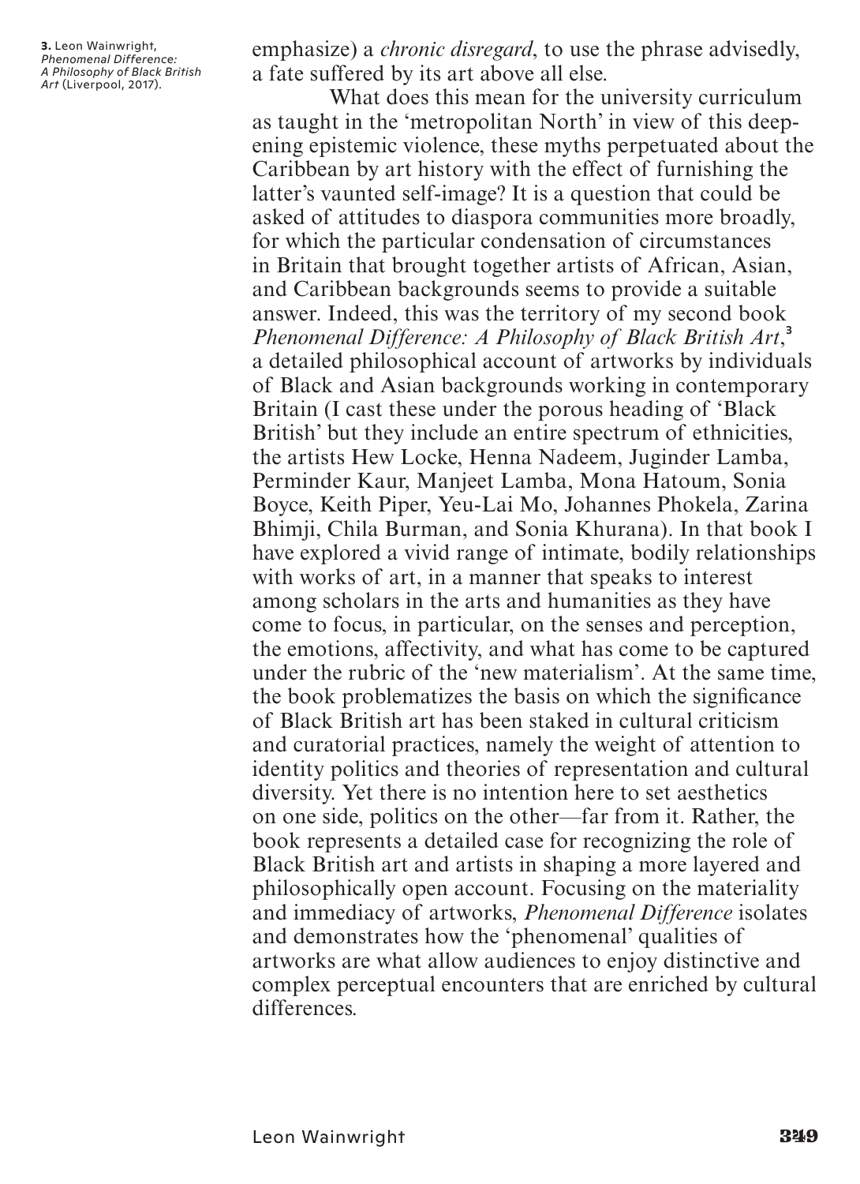emphasize) a *chronic disregard*, to use the phrase advisedly, a fate suffered by its art above all else.

What does this mean for the university curriculum as taught in the 'metropolitan North' in view of this deepening epistemic violence, these myths perpetuated about the Caribbean by art history with the effect of furnishing the latter's vaunted self-image? It is a question that could be asked of attitudes to diaspora communities more broadly, for which the particular condensation of circumstances in Britain that brought together artists of African, Asian, and Caribbean backgrounds seems to provide a suitable answer. Indeed, this was the territory of my second book *Phenomenal Difference: A Philosophy of Black British Art*,[3] a detailed philosophical account of artworks by individuals of Black and Asian backgrounds working in contemporary Britain (I cast these under the porous heading of 'Black British' but they include an entire spectrum of ethnicities, the artists Hew Locke, Henna Nadeem, Juginder Lamba, Perminder Kaur, Manjeet Lamba, Mona Hatoum, Sonia Boyce, Keith Piper, Yeu-Lai Mo, Johannes Phokela, Zarina Bhimji, Chila Burman, and Sonia Khurana). In that book I have explored a vivid range of intimate, bodily relationships with works of art, in a manner that speaks to interest among scholars in the arts and humanities as they have come to focus, in particular, on the senses and perception, the emotions, affectivity, and what has come to be captured under the rubric of the 'new materialism'. At the same time, the book problematizes the basis on which the significance of Black British art has been staked in cultural criticism and curatorial practices, namely the weight of attention to identity politics and theories of representation and cultural diversity. Yet there is no intention here to set aesthetics on one side, politics on the other—far from it. Rather, the book represents a detailed case for recognizing the role of Black British art and artists in shaping a more layered and philosophically open account. Focusing on the materiality and immediacy of artworks, *Phenomenal Difference* isolates and demonstrates how the 'phenomenal' qualities of artworks are what allow audiences to enjoy distinctive and complex perceptual encounters that are enriched by cultural differences.

**3.** Leon Wainwright, *Phenomenal Difference: A Philosophy of Black British Art* (Liverpool, 2017).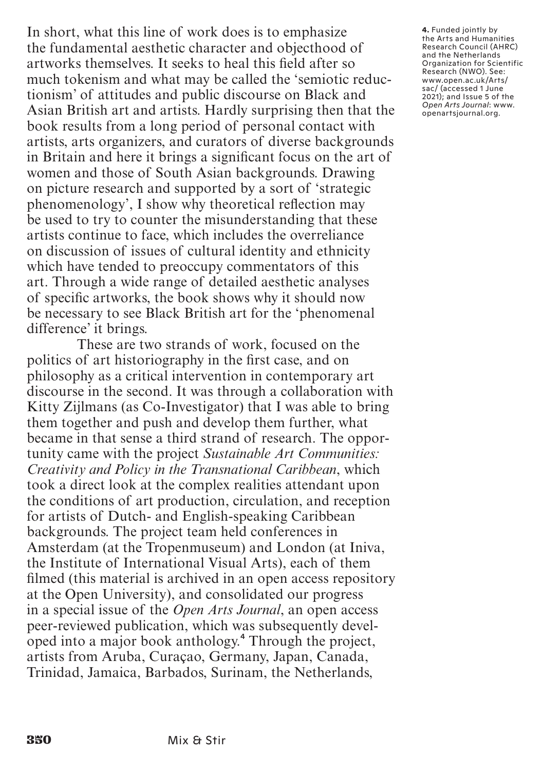In short, what this line of work does is to emphasize the fundamental aesthetic character and objecthood of artworks themselves. It seeks to heal this field after so much tokenism and what may be called the 'semiotic reductionism' of attitudes and public discourse on Black and Asian British art and artists. Hardly surprising then that the book results from a long period of personal contact with artists, arts organizers, and curators of diverse backgrounds in Britain and here it brings a significant focus on the art of women and those of South Asian backgrounds. Drawing on picture research and supported by a sort of 'strategic phenomenology', I show why theoretical reflection may be used to try to counter the misunderstanding that these artists continue to face, which includes the overreliance on discussion of issues of cultural identity and ethnicity which have tended to preoccupy commentators of this art. Through a wide range of detailed aesthetic analyses of specific artworks, the book shows why it should now be necessary to see Black British art for the 'phenomenal difference' it brings.

These are two strands of work, focused on the politics of art historiography in the first case, and on philosophy as a critical intervention in contemporary art discourse in the second. It was through a collaboration with Kitty Zijlmans (as Co-Investigator) that I was able to bring them together and push and develop them further, what became in that sense a third strand of research. The opportunity came with the project *Sustainable Art Communities: Creativity and Policy in the Transnational Caribbean*, which took a direct look at the complex realities attendant upon the conditions of art production, circulation, and reception for artists of Dutch- and English-speaking Caribbean backgrounds. The project team held conferences in Amsterdam (at the Tropenmuseum) and London (at Iniva, the Institute of International Visual Arts), each of them filmed (this material is archived in an open access repository at the Open University), and consolidated our progress in a special issue of the *Open Arts Journal*, an open access peer-reviewed publication, which was subsequently developed into a major book anthology.[4] Through the project, artists from Aruba, Curaçao, Germany, Japan, Canada, Trinidad, Jamaica, Barbados, Surinam, the Netherlands,

**4.** Funded jointly by the Arts and Humanities Research Council (AHRC) and the Netherlands Organization for Scientific Research (NWO). See: www.open.ac.uk/Arts/sac/ (accessed 1 June 2021); and Issue 5 of the *Open Arts Journal*: www.openartsjournal.org.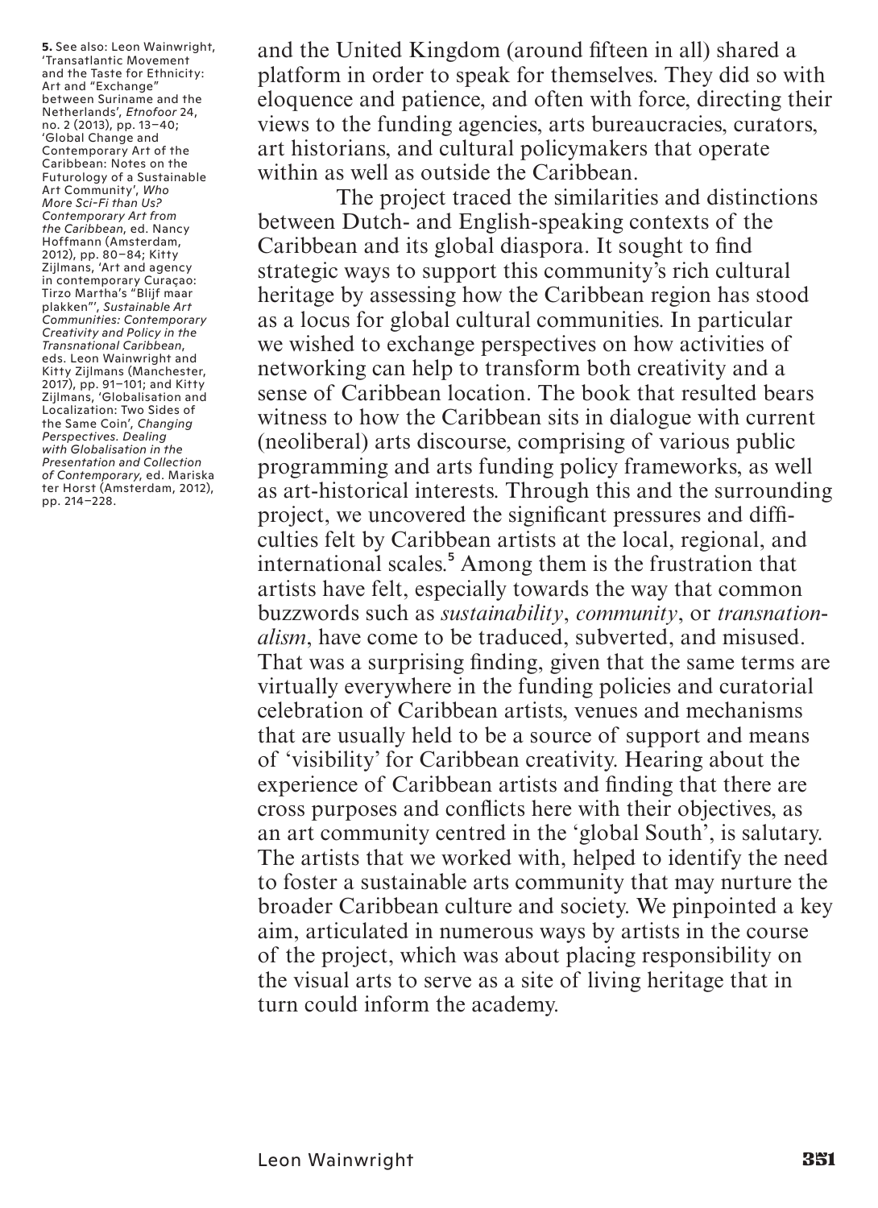and the United Kingdom (around fifteen in all) shared a platform in order to speak for themselves. They did so with eloquence and patience, and often with force, directing their views to the funding agencies, arts bureaucracies, curators, art historians, and cultural policymakers that operate within as well as outside the Caribbean.

The project traced the similarities and distinctions between Dutch- and English-speaking contexts of the Caribbean and its global diaspora. It sought to find strategic ways to support this community's rich cultural heritage by assessing how the Caribbean region has stood as a locus for global cultural communities. In particular we wished to exchange perspectives on how activities of networking can help to transform both creativity and a sense of Caribbean location. The book that resulted bears witness to how the Caribbean sits in dialogue with current (neoliberal) arts discourse, comprising of various public programming and arts funding policy frameworks, as well as art-historical interests. Through this and the surrounding project, we uncovered the significant pressures and difficulties felt by Caribbean artists at the local, regional, and international scales.[5] Among them is the frustration that artists have felt, especially towards the way that common buzzwords such as *sustainability*, *community*, or *transnationalism*, have come to be traduced, subverted, and misused. That was a surprising finding, given that the same terms are virtually everywhere in the funding policies and curatorial celebration of Caribbean artists, venues and mechanisms that are usually held to be a source of support and means of 'visibility' for Caribbean creativity. Hearing about the experience of Caribbean artists and finding that there are cross purposes and conflicts here with their objectives, as an art community centred in the 'global South', is salutary. The artists that we worked with, helped to identify the need to foster a sustainable arts community that may nurture the broader Caribbean culture and society. We pinpointed a key aim, articulated in numerous ways by artists in the course of the project, which was about placing responsibility on the visual arts to serve as a site of living heritage that in turn could inform the academy.

**5.** See also: Leon Wainwright, 'Transatlantic Movement and the Taste for Ethnicity: Art and "Exchange" between Suriname and the Netherlands', *Etnofoor* 24, no. 2 (2013), pp. 13–40; 'Global Change and Contemporary Art of the Caribbean: Notes on the Futurology of a Sustainable Art Community', *Who More Sci-Fi than Us? Contemporary Art from the Caribbean*, ed. Nancy Hoffmann (Amsterdam, 2012), pp. 80–84; Kitty Zijlmans, 'Art and agency in contemporary Curaçao: Tirzo Martha's "Blijf maar plakken"', *Sustainable Art Communities: Contemporary Creativity and Policy in the Transnational Caribbean*, eds. Leon Wainwright and Kitty Zijlmans (Manchester, 2017), pp. 91–101; and Kitty Zijlmans, 'Globalisation and Localization: Two Sides of the Same Coin', *Changing Perspectives. Dealing with Globalisation in the Presentation and Collection of Contemporary*, ed. Mariska ter Horst (Amsterdam, 2012), pp. 214–228.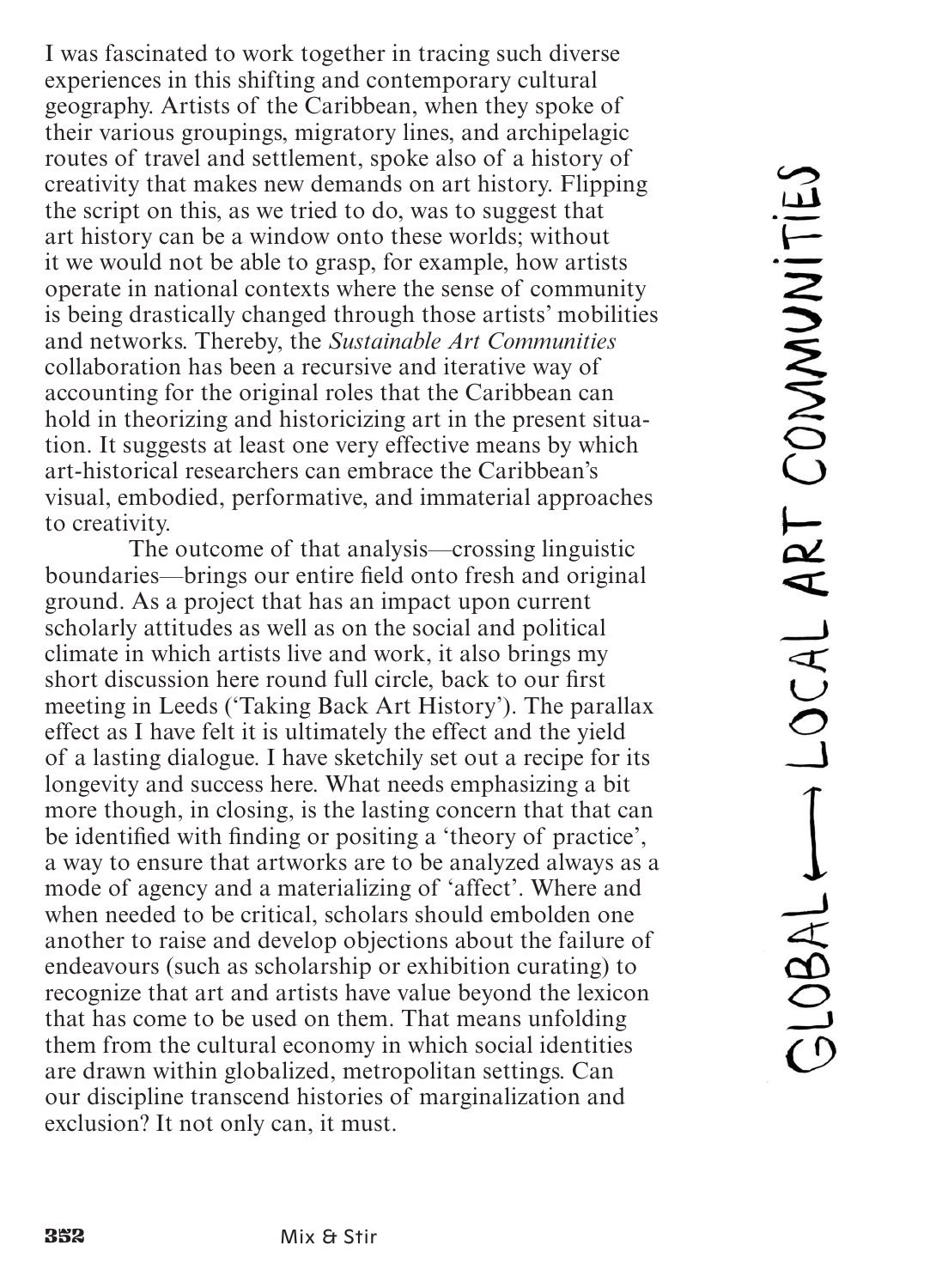I was fascinated to work together in tracing such diverse experiences in this shifting and contemporary cultural geography. Artists of the Caribbean, when they spoke of their various groupings, migratory lines, and archipelagic routes of travel and settlement, spoke also of a history of creativity that makes new demands on art history. Flipping the script on this, as we tried to do, was to suggest that art history can be a window onto these worlds; without it we would not be able to grasp, for example, how artists operate in national contexts where the sense of community is being drastically changed through those artists' mobilities and networks. Thereby, the *Sustainable Art Communities* collaboration has been a recursive and iterative way of accounting for the original roles that the Caribbean can hold in theorizing and historicizing art in the present situation. It suggests at least one very effective means by which art-historical researchers can embrace the Caribbean's visual, embodied, performative, and immaterial approaches to creativity.

The outcome of that analysis—crossing linguistic boundaries—brings our entire field onto fresh and original ground. As a project that has an impact upon current scholarly attitudes as well as on the social and political climate in which artists live and work, it also brings my short discussion here round full circle, back to our first meeting in Leeds ('Taking Back Art History'). The parallax effect as I have felt it is ultimately the effect and the yield of a lasting dialogue. I have sketchily set out a recipe for its longevity and success here. What needs emphasizing a bit more though, in closing, is the lasting concern that that can be identified with finding or positing a 'theory of practice', a way to ensure that artworks are to be analyzed always as a mode of agency and a materializing of 'affect'. Where and when needed to be critical, scholars should embolden one another to raise and develop objections about the failure of endeavours (such as scholarship or exhibition curating) to recognize that art and artists have value beyond the lexicon that has come to be used on them. That means unfolding them from the cultural economy in which social identities are drawn within globalized, metropolitan settings. Can our discipline transcend histories of marginalization and exclusion? It not only can, it must.